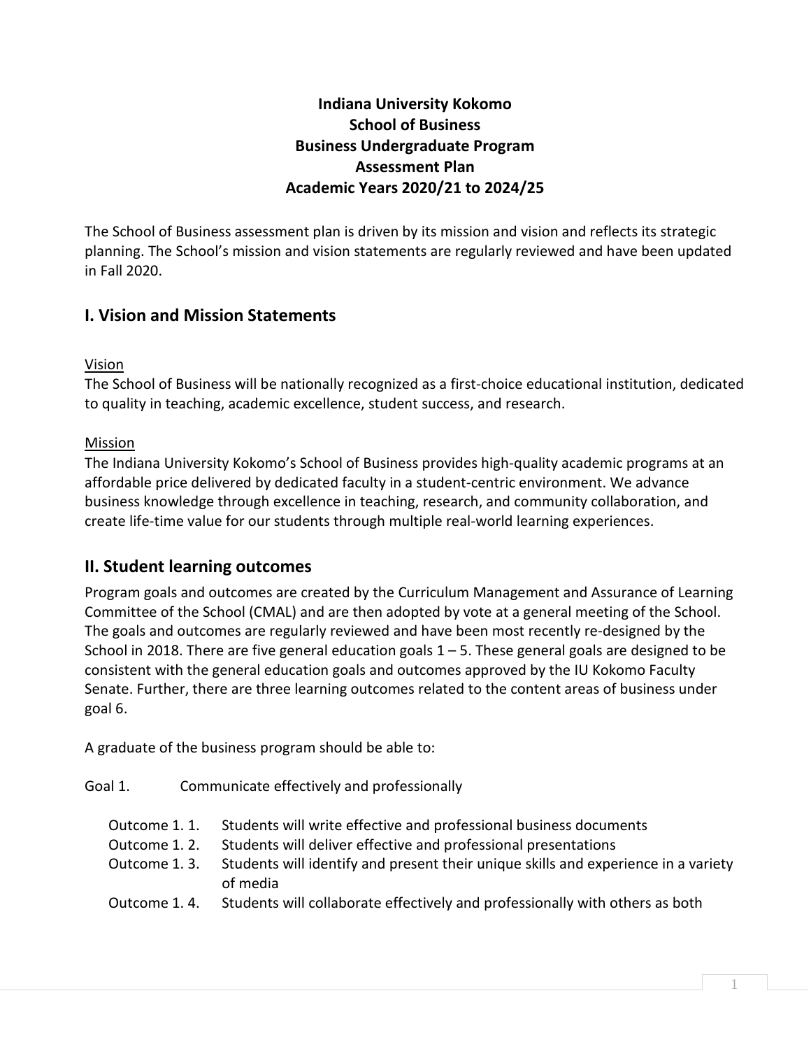**Indiana University Kokomo**
**School of Business**
**Business Undergraduate Program**
**Assessment Plan**
**Academic Years 2020/21 to 2024/25**

The School of Business assessment plan is driven by its mission and vision and reflects its strategic planning. The School's mission and vision statements are regularly reviewed and have been updated in Fall 2020.

## I. Vision and Mission Statements

Vision

The School of Business will be nationally recognized as a first-choice educational institution, dedicated to quality in teaching, academic excellence, student success, and research.

Mission

The Indiana University Kokomo's School of Business provides high-quality academic programs at an affordable price delivered by dedicated faculty in a student-centric environment. We advance business knowledge through excellence in teaching, research, and community collaboration, and create life-time value for our students through multiple real-world learning experiences.

## II. Student learning outcomes

Program goals and outcomes are created by the Curriculum Management and Assurance of Learning Committee of the School (CMAL) and are then adopted by vote at a general meeting of the School. The goals and outcomes are regularly reviewed and have been most recently re-designed by the School in 2018. There are five general education goals 1 – 5. These general goals are designed to be consistent with the general education goals and outcomes approved by the IU Kokomo Faculty Senate. Further, there are three learning outcomes related to the content areas of business under goal 6.

A graduate of the business program should be able to:

Goal 1. Communicate effectively and professionally

- Outcome 1. 1. Students will write effective and professional business documents
- Outcome 1. 2. Students will deliver effective and professional presentations
- Outcome 1. 3. Students will identify and present their unique skills and experience in a variety of media
- Outcome 1. 4. Students will collaborate effectively and professionally with others as both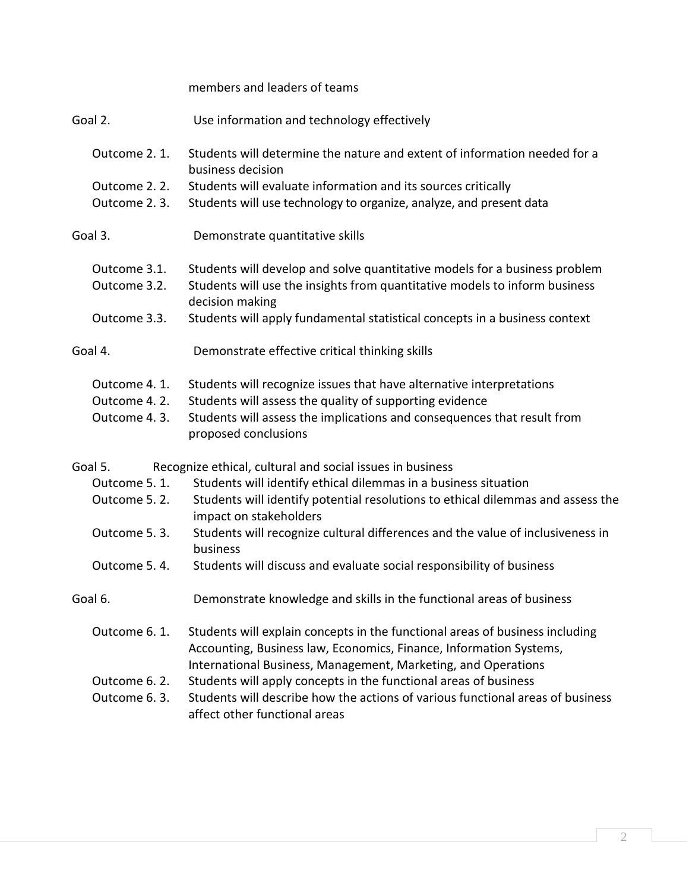members and leaders of teams

Goal 2. Use information and technology effectively

- Outcome 2. 1. Students will determine the nature and extent of information needed for a business decision
- Outcome 2. 2. Students will evaluate information and its sources critically
- Outcome 2. 3. Students will use technology to organize, analyze, and present data

Goal 3. Demonstrate quantitative skills

- Outcome 3.1. Students will develop and solve quantitative models for a business problem
- Outcome 3.2. Students will use the insights from quantitative models to inform business decision making
- Outcome 3.3. Students will apply fundamental statistical concepts in a business context

Goal 4. Demonstrate effective critical thinking skills

- Outcome 4. 1. Students will recognize issues that have alternative interpretations
- Outcome 4. 2. Students will assess the quality of supporting evidence
- Outcome 4. 3. Students will assess the implications and consequences that result from proposed conclusions

Goal 5. Recognize ethical, cultural and social issues in business

- Outcome 5. 1. Students will identify ethical dilemmas in a business situation
- Outcome 5. 2. Students will identify potential resolutions to ethical dilemmas and assess the impact on stakeholders
- Outcome 5. 3. Students will recognize cultural differences and the value of inclusiveness in business
- Outcome 5. 4. Students will discuss and evaluate social responsibility of business

Goal 6. Demonstrate knowledge and skills in the functional areas of business

- Outcome 6. 1. Students will explain concepts in the functional areas of business including Accounting, Business law, Economics, Finance, Information Systems, International Business, Management, Marketing, and Operations
- Outcome 6. 2. Students will apply concepts in the functional areas of business
- Outcome 6. 3. Students will describe how the actions of various functional areas of business affect other functional areas